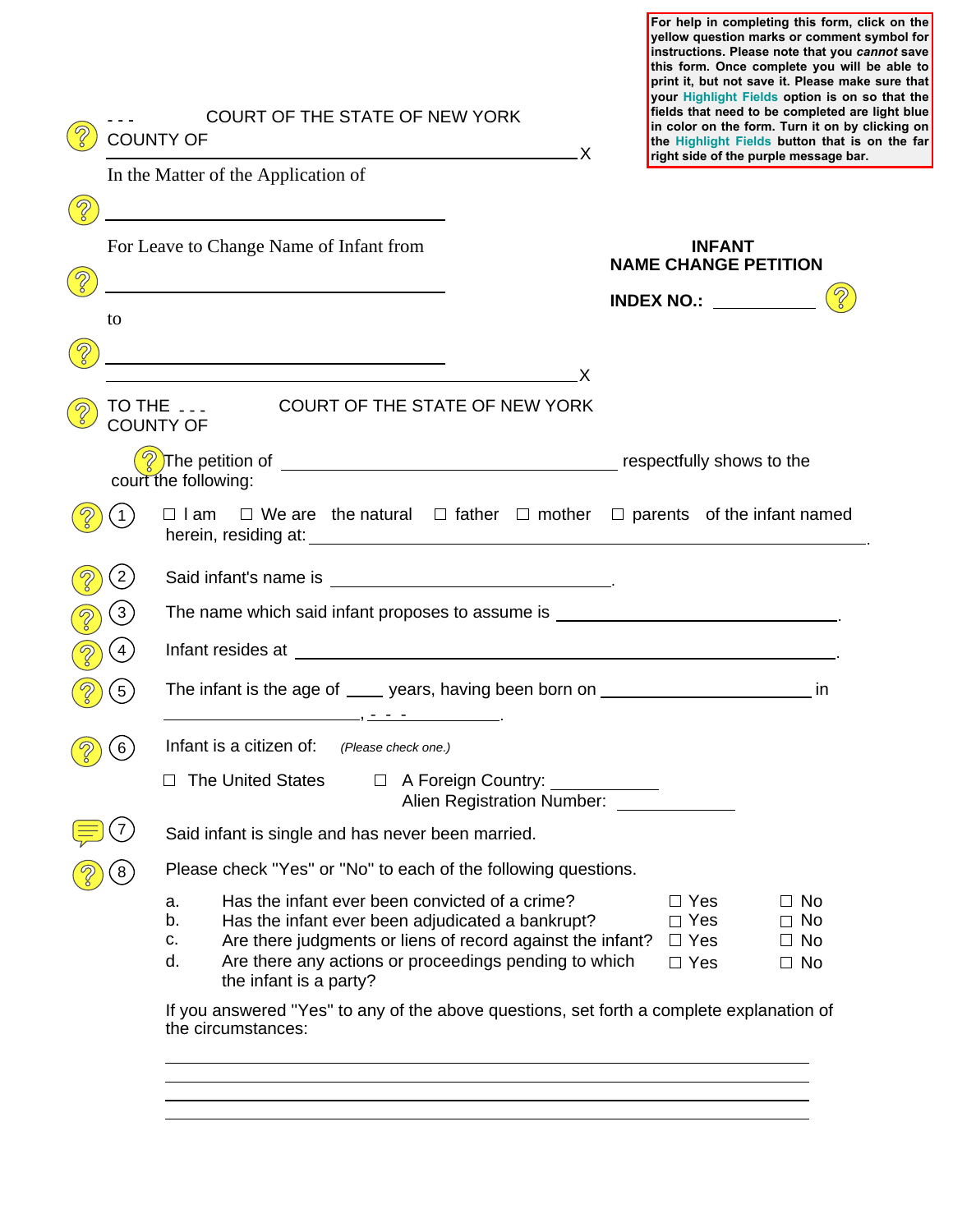For help in completing this form, click on the yellow question marks or comment symbol for instructions. Please note that you *cannot* save this form. Once complete you will be able to print it, but not save it. Please make sure that your **Highlight Fields** option is on so that the fields that need to be completed are light blue in color on the form. Turn it on by clicking on the **Highlight Fields** button that is on the far right side of the purple message bar.

- - - COURT OF THE STATE OF NEW YORK
COUNTY OF ______________________________________________X

In the Matter of the Application of

______________________________

For Leave to Change Name of Infant from

______________________________

to

______________________________

______________________________________________X

**INFANT NAME CHANGE PETITION**

**INDEX NO.:** ____________

TO THE - - - COURT OF THE STATE OF NEW YORK
COUNTY OF

The petition of ______________________________ respectfully shows to the court the following:

1. ☐ I am ☐ We are the natural ☐ father ☐ mother ☐ parents of the infant named herein, residing at: ______________________________________________.

2. Said infant's name is ______________________________.

3. The name which said infant proposes to assume is ______________________________.

4. Infant resides at ______________________________________________.

5. The infant is the age of ____ years, having been born on ______________________ in ______________________, - - - ____________.

6. Infant is a citizen of: *(Please check one.)*

   ☐ The United States ☐ A Foreign Country: ____________
   Alien Registration Number: ____________

7. Said infant is single and has never been married.

8. Please check "Yes" or "No" to each of the following questions.

| | | | |
|---|---|---|---|
| a. | Has the infant ever been convicted of a crime? | ☐ Yes | ☐ No |
| b. | Has the infant ever been adjudicated a bankrupt? | ☐ Yes | ☐ No |
| c. | Are there judgments or liens of record against the infant? | ☐ Yes | ☐ No |
| d. | Are there any actions or proceedings pending to which the infant is a party? | ☐ Yes | ☐ No |

If you answered "Yes" to any of the above questions, set forth a complete explanation of the circumstances:

______________________________________________

______________________________________________

______________________________________________

______________________________________________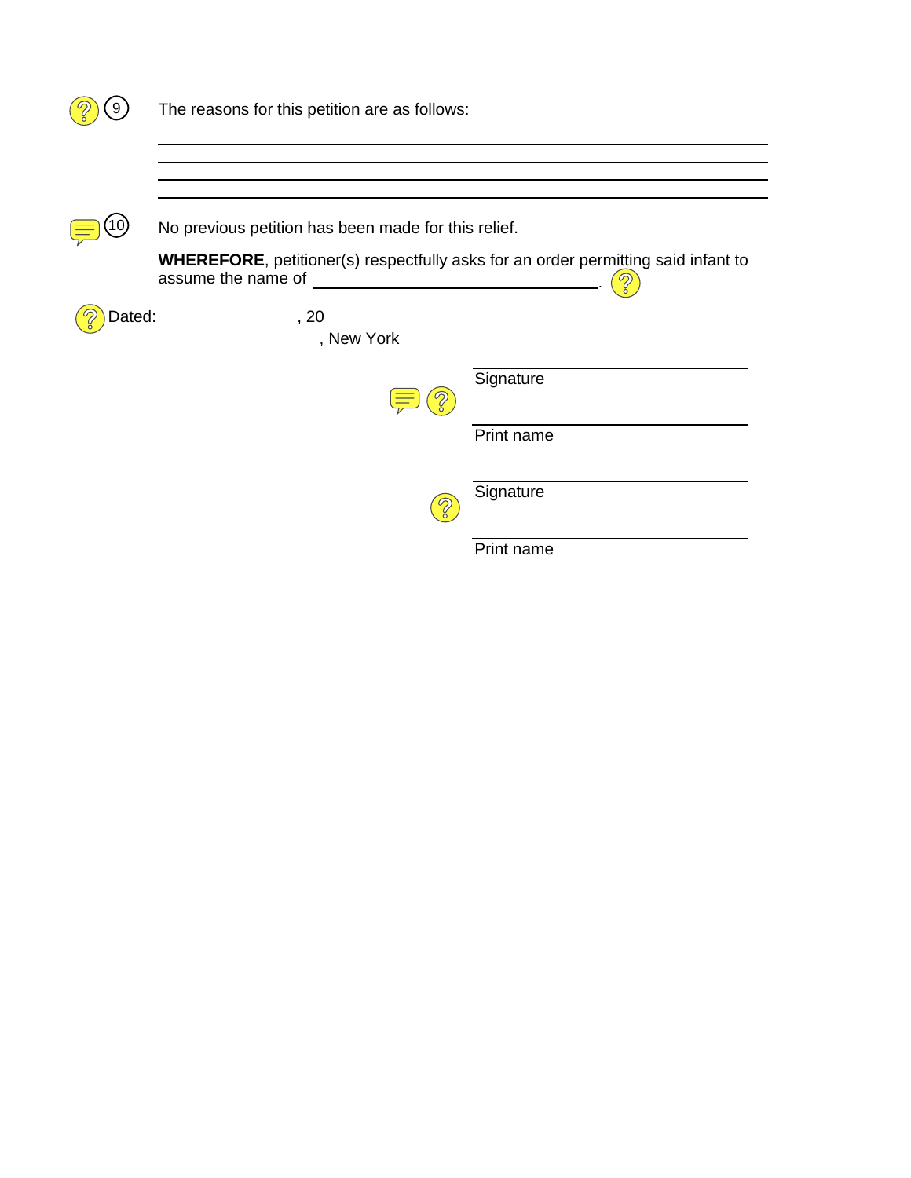9. The reasons for this petition are as follows:

\_\_\_\_\_\_\_\_\_\_\_\_\_\_\_\_\_\_\_\_\_\_\_\_\_\_\_\_\_\_\_\_\_\_\_\_\_\_\_\_\_\_\_\_\_\_\_\_\_\_\_\_\_\_\_\_\_\_\_\_\_\_\_\_\_\_\_\_\_\_

\_\_\_\_\_\_\_\_\_\_\_\_\_\_\_\_\_\_\_\_\_\_\_\_\_\_\_\_\_\_\_\_\_\_\_\_\_\_\_\_\_\_\_\_\_\_\_\_\_\_\_\_\_\_\_\_\_\_\_\_\_\_\_\_\_\_\_\_\_\_

\_\_\_\_\_\_\_\_\_\_\_\_\_\_\_\_\_\_\_\_\_\_\_\_\_\_\_\_\_\_\_\_\_\_\_\_\_\_\_\_\_\_\_\_\_\_\_\_\_\_\_\_\_\_\_\_\_\_\_\_\_\_\_\_\_\_\_\_\_\_

\_\_\_\_\_\_\_\_\_\_\_\_\_\_\_\_\_\_\_\_\_\_\_\_\_\_\_\_\_\_\_\_\_\_\_\_\_\_\_\_\_\_\_\_\_\_\_\_\_\_\_\_\_\_\_\_\_\_\_\_\_\_\_\_\_\_\_\_\_\_

10. No previous petition has been made for this relief.

**WHEREFORE**, petitioner(s) respectfully asks for an order permitting said infant to assume the name of \_\_\_\_\_\_\_\_\_\_\_\_\_\_\_\_\_\_\_\_\_\_\_\_\_\_\_\_\_\_\_\_\_\_\_\_.

Dated: , 20

, New York

\_\_\_\_\_\_\_\_\_\_\_\_\_\_\_\_\_\_\_\_\_\_\_\_\_\_\_\_\_\_\_\_\_\_\_\_
Signature

\_\_\_\_\_\_\_\_\_\_\_\_\_\_\_\_\_\_\_\_\_\_\_\_\_\_\_\_\_\_\_\_\_\_\_\_
Print name

\_\_\_\_\_\_\_\_\_\_\_\_\_\_\_\_\_\_\_\_\_\_\_\_\_\_\_\_\_\_\_\_\_\_\_\_
Signature

\_\_\_\_\_\_\_\_\_\_\_\_\_\_\_\_\_\_\_\_\_\_\_\_\_\_\_\_\_\_\_\_\_\_\_\_
Print name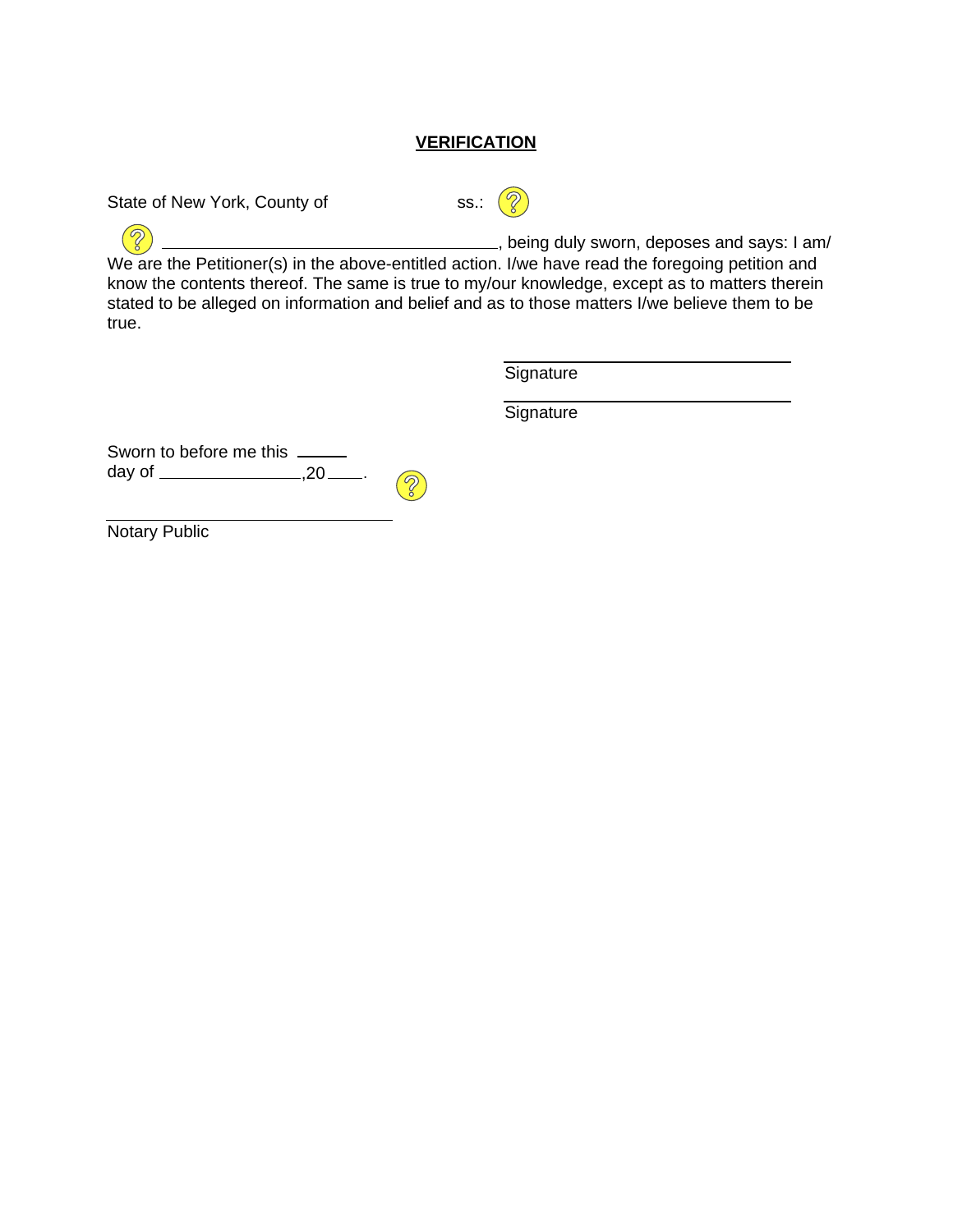**VERIFICATION**

State of New York, County of ss.:

\_\_\_\_\_\_\_\_\_\_\_\_\_\_\_\_\_\_\_\_\_\_\_\_\_\_\_\_\_\_\_\_\_\_\_\_\_\_\_\_\_\_, being duly sworn, deposes and says: I am/ We are the Petitioner(s) in the above-entitled action. I/we have read the foregoing petition and know the contents thereof. The same is true to my/our knowledge, except as to matters therein stated to be alleged on information and belief and as to those matters I/we believe them to be true.

\_\_\_\_\_\_\_\_\_\_\_\_\_\_\_\_\_\_\_\_\_\_\_\_\_\_\_\_\_\_\_\_\_\_\_\_
Signature

\_\_\_\_\_\_\_\_\_\_\_\_\_\_\_\_\_\_\_\_\_\_\_\_\_\_\_\_\_\_\_\_\_\_\_\_
Signature

Sworn to before me this \_\_\_\_\_\_
day of \_\_\_\_\_\_\_\_\_\_\_\_\_\_\_\_\_\_,20\_\_\_\_.

\_\_\_\_\_\_\_\_\_\_\_\_\_\_\_\_\_\_\_\_\_\_\_\_\_\_\_\_\_\_\_\_\_\_\_\_
Notary Public